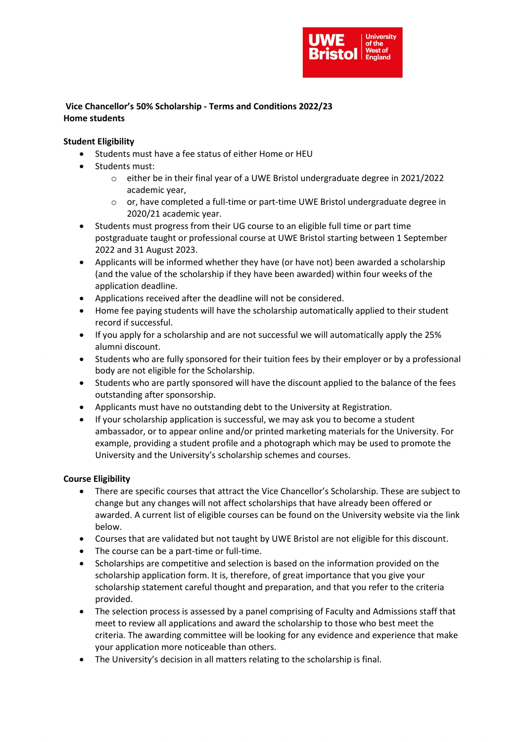## Vice Chancellor's 50% Scholarship - Terms and Conditions 2022/23

**Home students**

### Student Eligibility

- Students must have a fee status of either Home or HEU
- Students must:
    - either be in their final year of a UWE Bristol undergraduate degree in 2021/2022 academic year,
    - or, have completed a full-time or part-time UWE Bristol undergraduate degree in 2020/21 academic year.
- Students must progress from their UG course to an eligible full time or part time postgraduate taught or professional course at UWE Bristol starting between 1 September 2022 and 31 August 2023.
- Applicants will be informed whether they have (or have not) been awarded a scholarship (and the value of the scholarship if they have been awarded) within four weeks of the application deadline.
- Applications received after the deadline will not be considered.
- Home fee paying students will have the scholarship automatically applied to their student record if successful.
- If you apply for a scholarship and are not successful we will automatically apply the 25% alumni discount.
- Students who are fully sponsored for their tuition fees by their employer or by a professional body are not eligible for the Scholarship.
- Students who are partly sponsored will have the discount applied to the balance of the fees outstanding after sponsorship.
- Applicants must have no outstanding debt to the University at Registration.
- If your scholarship application is successful, we may ask you to become a student ambassador, or to appear online and/or printed marketing materials for the University. For example, providing a student profile and a photograph which may be used to promote the University and the University's scholarship schemes and courses.

### Course Eligibility

- There are specific courses that attract the Vice Chancellor's Scholarship. These are subject to change but any changes will not affect scholarships that have already been offered or awarded. A current list of eligible courses can be found on the University website via the link below.
- Courses that are validated but not taught by UWE Bristol are not eligible for this discount.
- The course can be a part-time or full-time.
- Scholarships are competitive and selection is based on the information provided on the scholarship application form. It is, therefore, of great importance that you give your scholarship statement careful thought and preparation, and that you refer to the criteria provided.
- The selection process is assessed by a panel comprising of Faculty and Admissions staff that meet to review all applications and award the scholarship to those who best meet the criteria. The awarding committee will be looking for any evidence and experience that make your application more noticeable than others.
- The University's decision in all matters relating to the scholarship is final.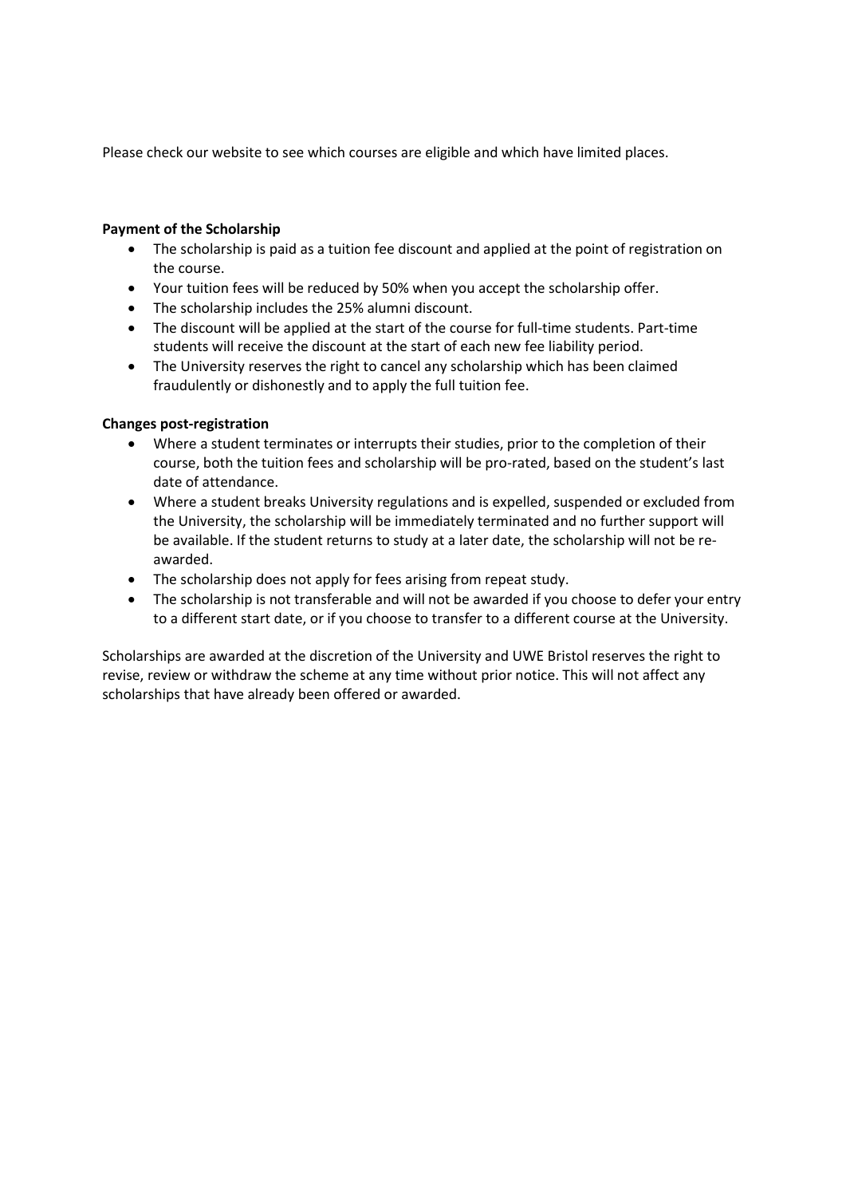Please check our website to see which courses are eligible and which have limited places.

**Payment of the Scholarship**

- The scholarship is paid as a tuition fee discount and applied at the point of registration on the course.
- Your tuition fees will be reduced by 50% when you accept the scholarship offer.
- The scholarship includes the 25% alumni discount.
- The discount will be applied at the start of the course for full-time students. Part-time students will receive the discount at the start of each new fee liability period.
- The University reserves the right to cancel any scholarship which has been claimed fraudulently or dishonestly and to apply the full tuition fee.

**Changes post-registration**

- Where a student terminates or interrupts their studies, prior to the completion of their course, both the tuition fees and scholarship will be pro-rated, based on the student's last date of attendance.
- Where a student breaks University regulations and is expelled, suspended or excluded from the University, the scholarship will be immediately terminated and no further support will be available. If the student returns to study at a later date, the scholarship will not be re-awarded.
- The scholarship does not apply for fees arising from repeat study.
- The scholarship is not transferable and will not be awarded if you choose to defer your entry to a different start date, or if you choose to transfer to a different course at the University.

Scholarships are awarded at the discretion of the University and UWE Bristol reserves the right to revise, review or withdraw the scheme at any time without prior notice. This will not affect any scholarships that have already been offered or awarded.